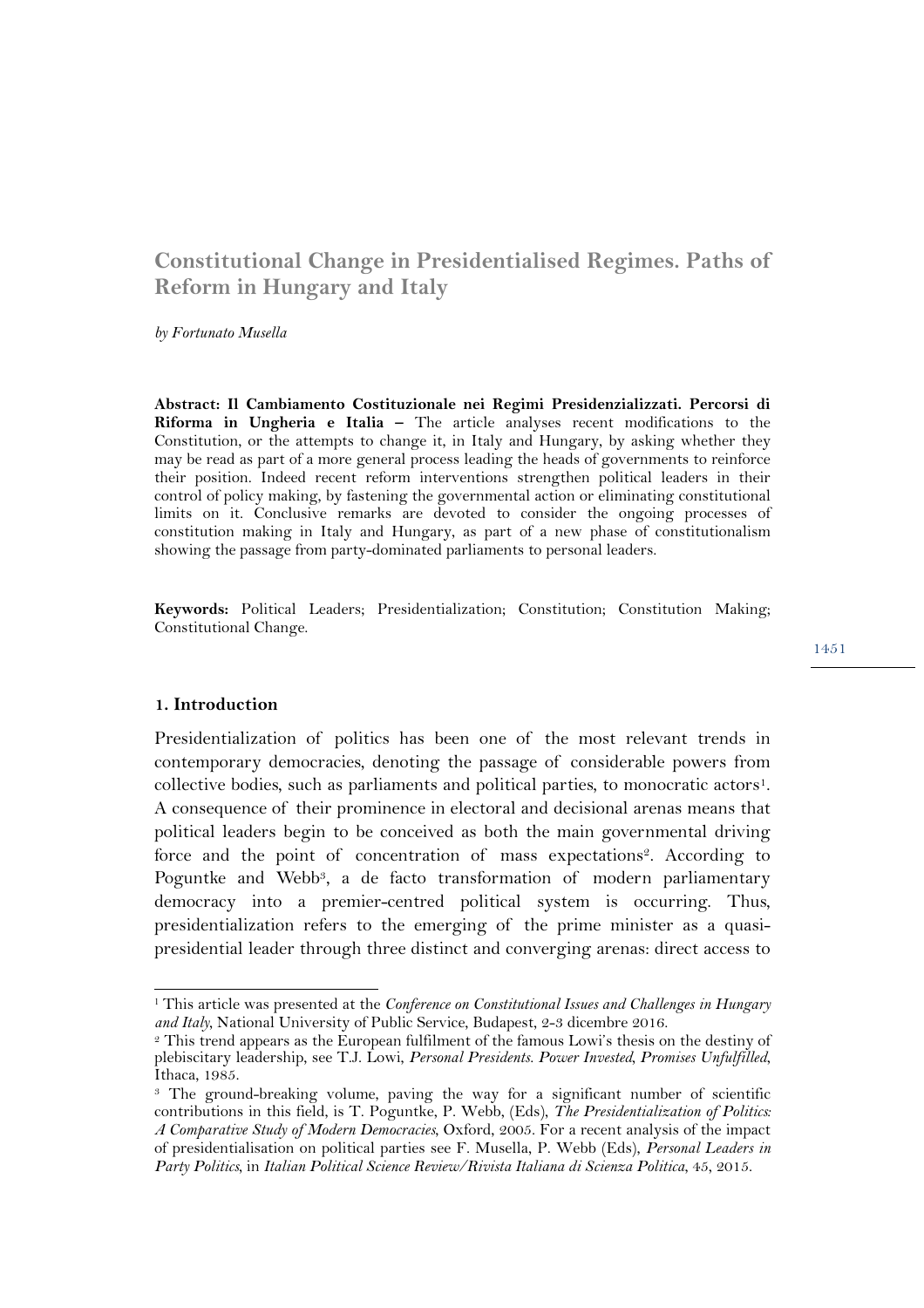# Constitutional Change in Presidentialised Regimes. Paths of Reform in Hungary and Italy

*by Fortunato Musella*

**Abstract: Il Cambiamento Costituzionale nei Regimi Presidenzializzati. Percorsi di Riforma in Ungheria e Italia –** The article analyses recent modifications to the Constitution, or the attempts to change it, in Italy and Hungary, by asking whether they may be read as part of a more general process leading the heads of governments to reinforce their position. Indeed recent reform interventions strengthen political leaders in their control of policy making, by fastening the governmental action or eliminating constitutional limits on it. Conclusive remarks are devoted to consider the ongoing processes of constitution making in Italy and Hungary, as part of a new phase of constitutionalism showing the passage from party-dominated parliaments to personal leaders.

**Keywords:** Political Leaders; Presidentialization; Constitution; Constitution Making; Constitutional Change.

## 1. Introduction

Presidentialization of politics has been one of the most relevant trends in contemporary democracies, denoting the passage of considerable powers from collective bodies, such as parliaments and political parties, to monocratic actors[1]. A consequence of their prominence in electoral and decisional arenas means that political leaders begin to be conceived as both the main governmental driving force and the point of concentration of mass expectations[2]. According to Poguntke and Webb[3], a de facto transformation of modern parliamentary democracy into a premier-centred political system is occurring. Thus, presidentialization refers to the emerging of the prime minister as a quasi-presidential leader through three distinct and converging arenas: direct access to

---

[1] This article was presented at the *Conference on Constitutional Issues and Challenges in Hungary and Italy*, National University of Public Service, Budapest, 2-3 dicembre 2016.

[2] This trend appears as the European fulfilment of the famous Lowi's thesis on the destiny of plebiscitary leadership, see T.J. Lowi, *Personal Presidents. Power Invested, Promises Unfulfilled*, Ithaca, 1985.

[3] The ground-breaking volume, paving the way for a significant number of scientific contributions in this field, is T. Poguntke, P. Webb, (Eds), *The Presidentialization of Politics: A Comparative Study of Modern Democracies*, Oxford, 2005. For a recent analysis of the impact of presidentialisation on political parties see F. Musella, P. Webb (Eds), *Personal Leaders in Party Politics*, in *Italian Political Science Review/Rivista Italiana di Scienza Politica*, 45, 2015.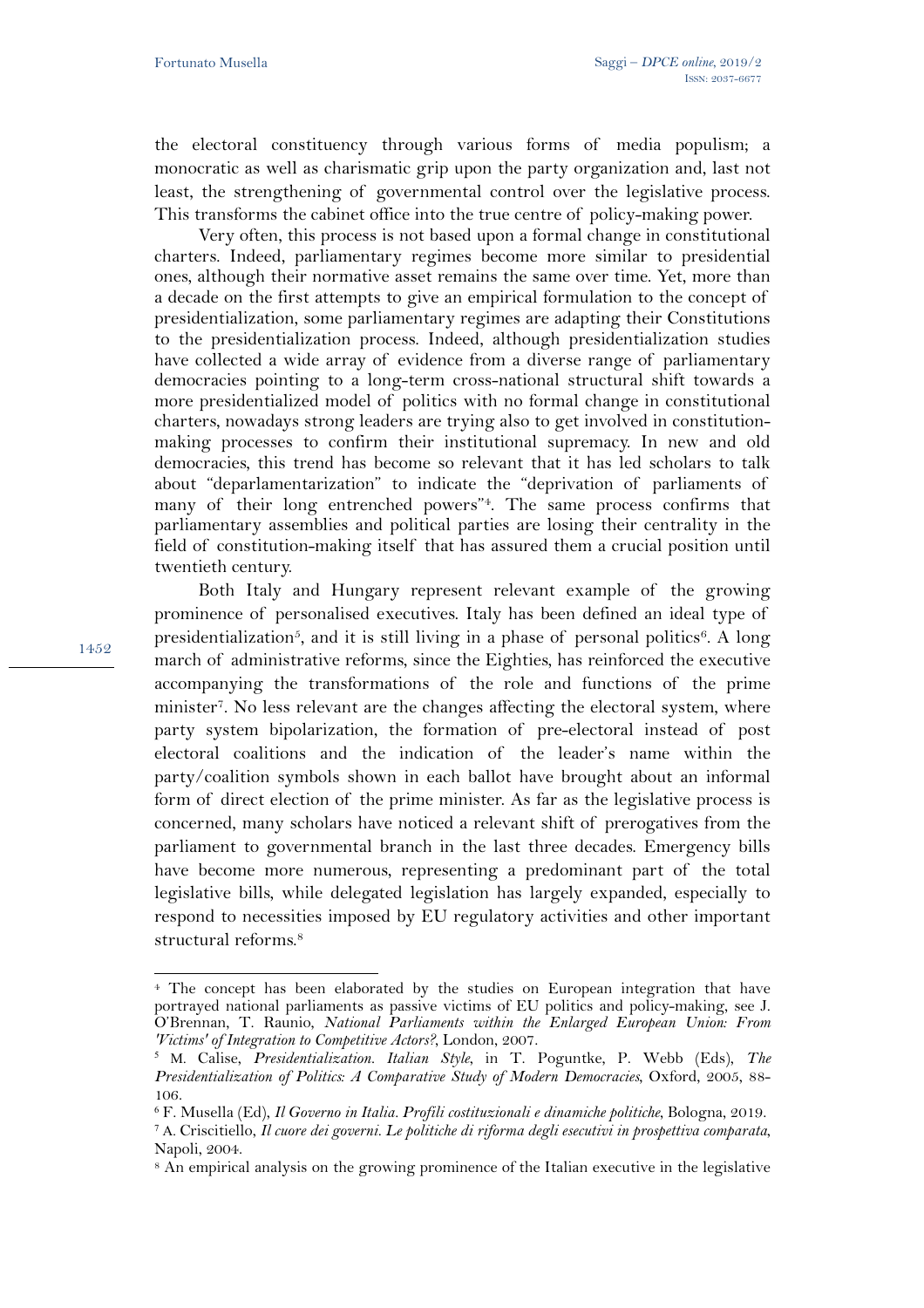the electoral constituency through various forms of media populism; a monocratic as well as charismatic grip upon the party organization and, last not least, the strengthening of governmental control over the legislative process. This transforms the cabinet office into the true centre of policy-making power.

Very often, this process is not based upon a formal change in constitutional charters. Indeed, parliamentary regimes become more similar to presidential ones, although their normative asset remains the same over time. Yet, more than a decade on the first attempts to give an empirical formulation to the concept of presidentialization, some parliamentary regimes are adapting their Constitutions to the presidentialization process. Indeed, although presidentialization studies have collected a wide array of evidence from a diverse range of parliamentary democracies pointing to a long-term cross-national structural shift towards a more presidentialized model of politics with no formal change in constitutional charters, nowadays strong leaders are trying also to get involved in constitution-making processes to confirm their institutional supremacy. In new and old democracies, this trend has become so relevant that it has led scholars to talk about "deparlamentarization" to indicate the "deprivation of parliaments of many of their long entrenched powers"[4]. The same process confirms that parliamentary assemblies and political parties are losing their centrality in the field of constitution-making itself that has assured them a crucial position until twentieth century.

Both Italy and Hungary represent relevant example of the growing prominence of personalised executives. Italy has been defined an ideal type of presidentialization[5], and it is still living in a phase of personal politics[6]. A long march of administrative reforms, since the Eighties, has reinforced the executive accompanying the transformations of the role and functions of the prime minister[7]. No less relevant are the changes affecting the electoral system, where party system bipolarization, the formation of pre-electoral instead of post electoral coalitions and the indication of the leader's name within the party/coalition symbols shown in each ballot have brought about an informal form of direct election of the prime minister. As far as the legislative process is concerned, many scholars have noticed a relevant shift of prerogatives from the parliament to governmental branch in the last three decades. Emergency bills have become more numerous, representing a predominant part of the total legislative bills, while delegated legislation has largely expanded, especially to respond to necessities imposed by EU regulatory activities and other important structural reforms.[8]

---

[4] The concept has been elaborated by the studies on European integration that have portrayed national parliaments as passive victims of EU politics and policy-making, see J. O'Brennan, T. Raunio, *National Parliaments within the Enlarged European Union: From 'Victims' of Integration to Competitive Actors?*, London, 2007.

[5] M. Calise, *Presidentialization. Italian Style*, in T. Poguntke, P. Webb (Eds), *The Presidentialization of Politics: A Comparative Study of Modern Democracies*, Oxford, 2005, 88-106.

[6] F. Musella (Ed), *Il Governo in Italia. Profili costituzionali e dinamiche politiche*, Bologna, 2019.

[7] A. Criscitiello, *Il cuore dei governi. Le politiche di riforma degli esecutivi in prospettiva comparata*, Napoli, 2004.

[8] An empirical analysis on the growing prominence of the Italian executive in the legislative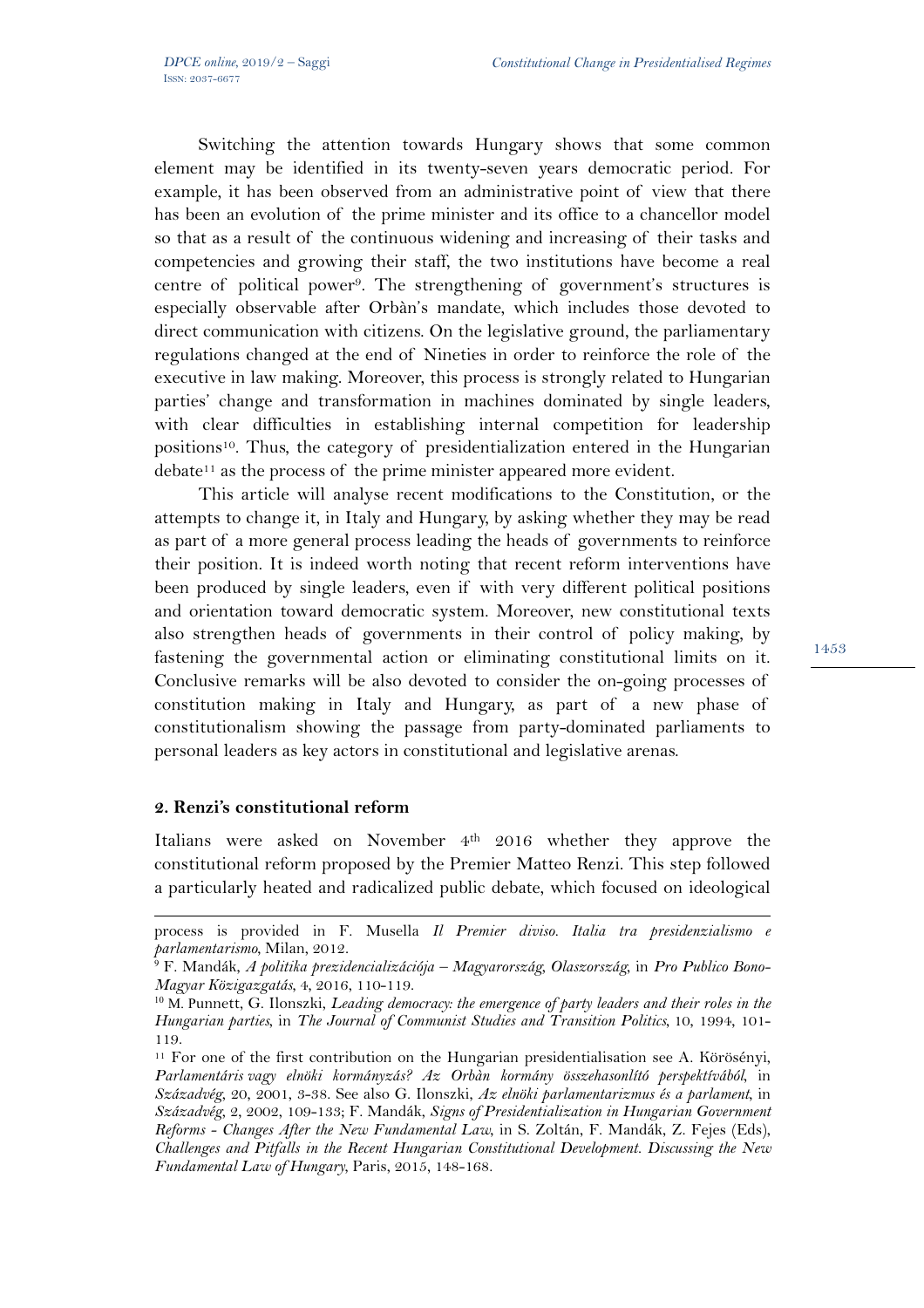Switching the attention towards Hungary shows that some common element may be identified in its twenty-seven years democratic period. For example, it has been observed from an administrative point of view that there has been an evolution of the prime minister and its office to a chancellor model so that as a result of the continuous widening and increasing of their tasks and competencies and growing their staff, the two institutions have become a real centre of political power[9]. The strengthening of government's structures is especially observable after Orbàn's mandate, which includes those devoted to direct communication with citizens. On the legislative ground, the parliamentary regulations changed at the end of Nineties in order to reinforce the role of the executive in law making. Moreover, this process is strongly related to Hungarian parties' change and transformation in machines dominated by single leaders, with clear difficulties in establishing internal competition for leadership positions[10]. Thus, the category of presidentialization entered in the Hungarian debate[11] as the process of the prime minister appeared more evident.

This article will analyse recent modifications to the Constitution, or the attempts to change it, in Italy and Hungary, by asking whether they may be read as part of a more general process leading the heads of governments to reinforce their position. It is indeed worth noting that recent reform interventions have been produced by single leaders, even if with very different political positions and orientation toward democratic system. Moreover, new constitutional texts also strengthen heads of governments in their control of policy making, by fastening the governmental action or eliminating constitutional limits on it. Conclusive remarks will be also devoted to consider the on-going processes of constitution making in Italy and Hungary, as part of a new phase of constitutionalism showing the passage from party-dominated parliaments to personal leaders as key actors in constitutional and legislative arenas.

## 2. Renzi's constitutional reform

Italians were asked on November 4th 2016 whether they approve the constitutional reform proposed by the Premier Matteo Renzi. This step followed a particularly heated and radicalized public debate, which focused on ideological

---

process is provided in F. Musella *Il Premier diviso. Italia tra presidenzialismo e parlamentarismo*, Milan, 2012.

[9] F. Mandák, *A politika prezidencializációja – Magyarország, Olaszország*, in *Pro Publico Bono-Magyar Közigazgatás*, 4, 2016, 110-119.

[10] M. Punnett, G. Ilonszki, *Leading democracy: the emergence of party leaders and their roles in the Hungarian parties*, in *The Journal of Communist Studies and Transition Politics*, 10, 1994, 101-119.

[11] For one of the first contribution on the Hungarian presidentialisation see A. Körösényi, *Parlamentáris vagy elnöki kormányzás? Az Orbàn kormány összehasonlító perspektívából*, in *Századvég*, 20, 2001, 3-38. See also G. Ilonszki, *Az elnöki parlamentarizmus és a parlament*, in *Századvég*, 2, 2002, 109-133; F. Mandák, *Signs of Presidentialization in Hungarian Government Reforms - Changes After the New Fundamental Law*, in S. Zoltán, F. Mandák, Z. Fejes (Eds), *Challenges and Pitfalls in the Recent Hungarian Constitutional Development. Discussing the New Fundamental Law of Hungary*, Paris, 2015, 148-168.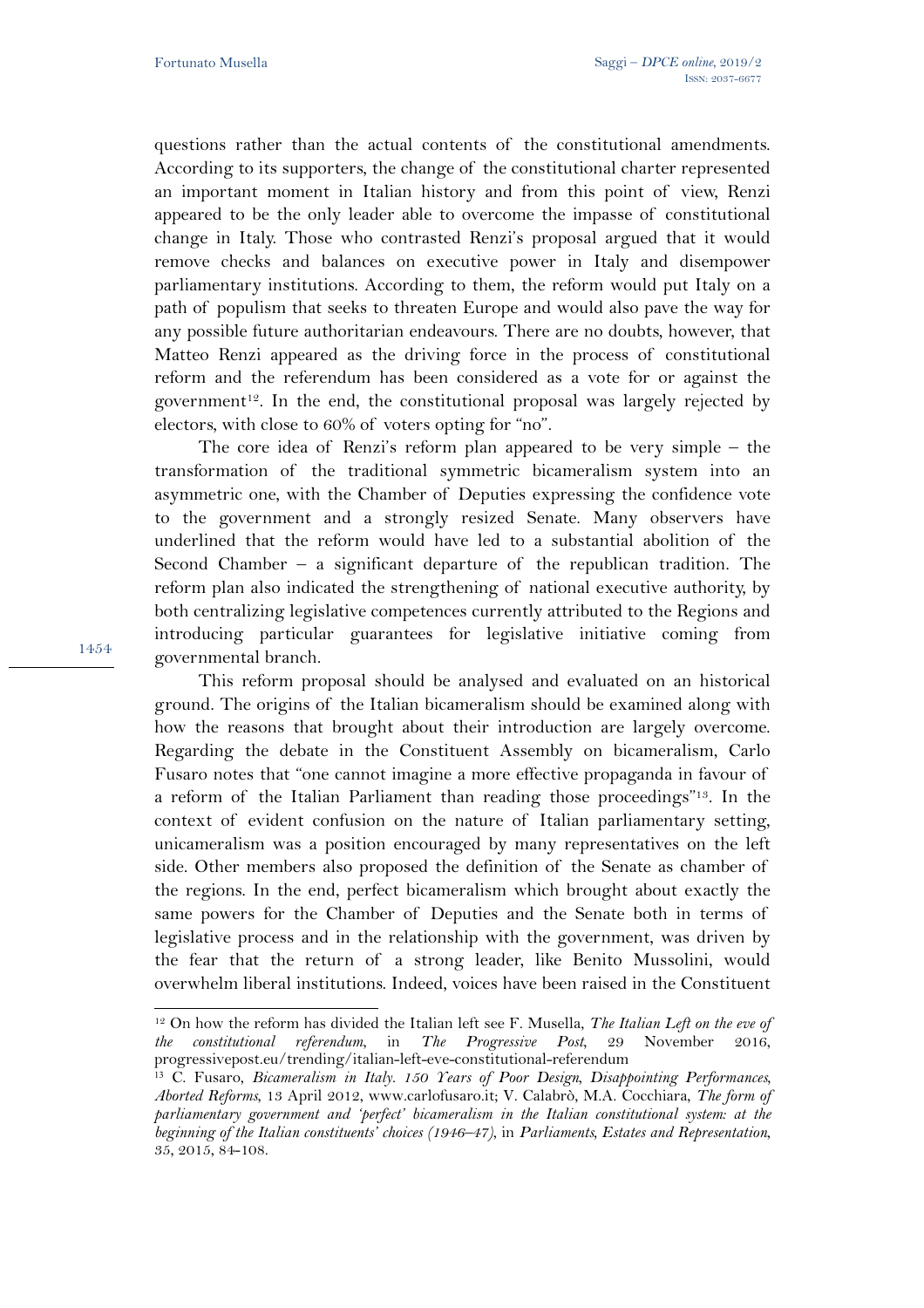questions rather than the actual contents of the constitutional amendments. According to its supporters, the change of the constitutional charter represented an important moment in Italian history and from this point of view, Renzi appeared to be the only leader able to overcome the impasse of constitutional change in Italy. Those who contrasted Renzi's proposal argued that it would remove checks and balances on executive power in Italy and disempower parliamentary institutions. According to them, the reform would put Italy on a path of populism that seeks to threaten Europe and would also pave the way for any possible future authoritarian endeavours. There are no doubts, however, that Matteo Renzi appeared as the driving force in the process of constitutional reform and the referendum has been considered as a vote for or against the government[12]. In the end, the constitutional proposal was largely rejected by electors, with close to 60% of voters opting for "no".

The core idea of Renzi's reform plan appeared to be very simple – the transformation of the traditional symmetric bicameralism system into an asymmetric one, with the Chamber of Deputies expressing the confidence vote to the government and a strongly resized Senate. Many observers have underlined that the reform would have led to a substantial abolition of the Second Chamber – a significant departure of the republican tradition. The reform plan also indicated the strengthening of national executive authority, by both centralizing legislative competences currently attributed to the Regions and introducing particular guarantees for legislative initiative coming from governmental branch.

This reform proposal should be analysed and evaluated on an historical ground. The origins of the Italian bicameralism should be examined along with how the reasons that brought about their introduction are largely overcome. Regarding the debate in the Constituent Assembly on bicameralism, Carlo Fusaro notes that "one cannot imagine a more effective propaganda in favour of a reform of the Italian Parliament than reading those proceedings"[13]. In the context of evident confusion on the nature of Italian parliamentary setting, unicameralism was a position encouraged by many representatives on the left side. Other members also proposed the definition of the Senate as chamber of the regions. In the end, perfect bicameralism which brought about exactly the same powers for the Chamber of Deputies and the Senate both in terms of legislative process and in the relationship with the government, was driven by the fear that the return of a strong leader, like Benito Mussolini, would overwhelm liberal institutions. Indeed, voices have been raised in the Constituent

---

[12] On how the reform has divided the Italian left see F. Musella, *The Italian Left on the eve of the constitutional referendum*, in *The Progressive Post*, 29 November 2016, progressivepost.eu/trending/italian-left-eve-constitutional-referendum

[13] C. Fusaro, *Bicameralism in Italy. 150 Years of Poor Design, Disappointing Performances, Aborted Reforms*, 13 April 2012, www.carlofusaro.it; V. Calabrò, M.A. Cocchiara, *The form of parliamentary government and 'perfect' bicameralism in the Italian constitutional system: at the beginning of the Italian constituents' choices (1946–47)*, in *Parliaments, Estates and Representation*, 35, 2015, 84-108.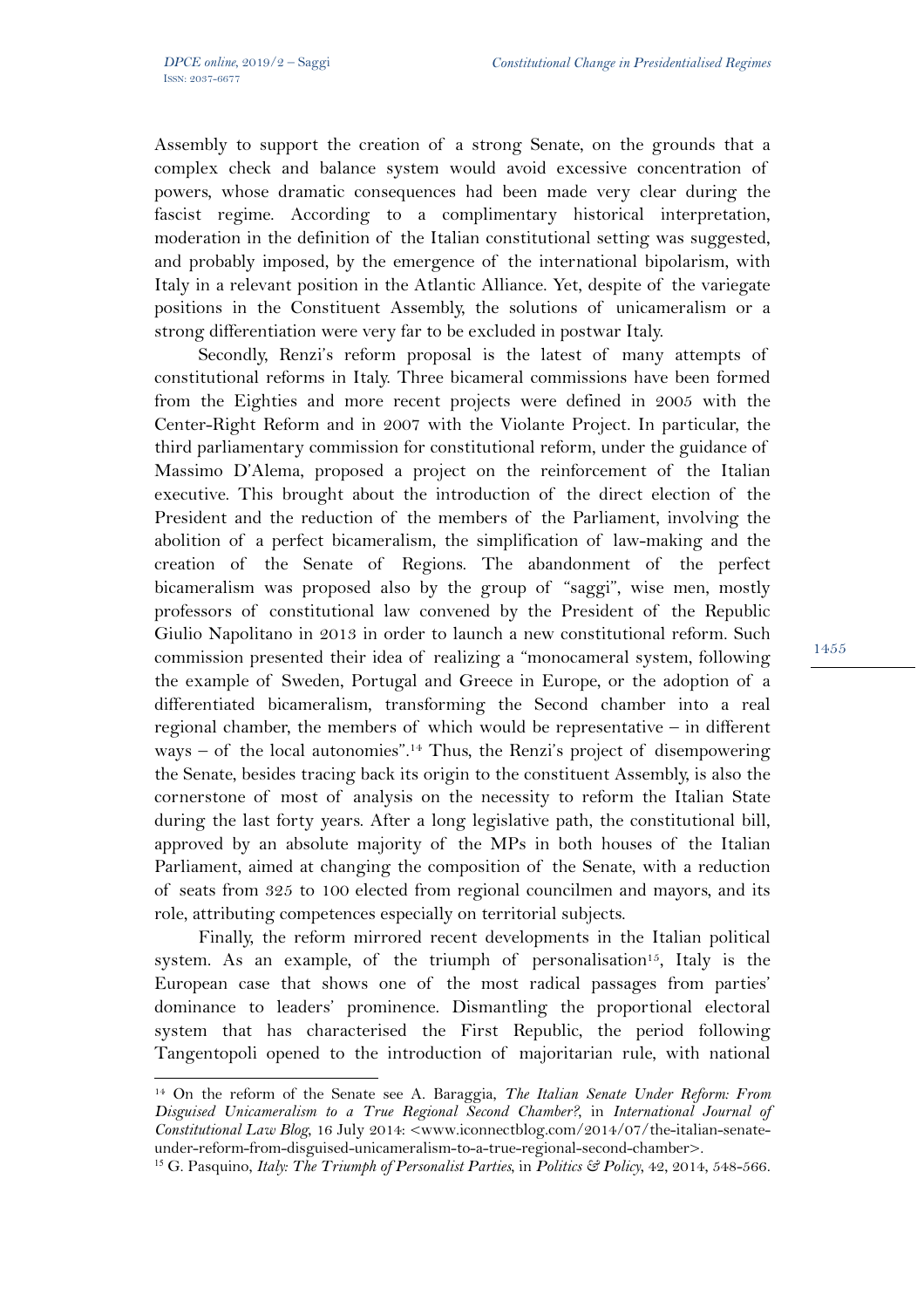Assembly to support the creation of a strong Senate, on the grounds that a complex check and balance system would avoid excessive concentration of powers, whose dramatic consequences had been made very clear during the fascist regime. According to a complimentary historical interpretation, moderation in the definition of the Italian constitutional setting was suggested, and probably imposed, by the emergence of the international bipolarism, with Italy in a relevant position in the Atlantic Alliance. Yet, despite of the variegate positions in the Constituent Assembly, the solutions of unicameralism or a strong differentiation were very far to be excluded in postwar Italy.

Secondly, Renzi's reform proposal is the latest of many attempts of constitutional reforms in Italy. Three bicameral commissions have been formed from the Eighties and more recent projects were defined in 2005 with the Center-Right Reform and in 2007 with the Violante Project. In particular, the third parliamentary commission for constitutional reform, under the guidance of Massimo D'Alema, proposed a project on the reinforcement of the Italian executive. This brought about the introduction of the direct election of the President and the reduction of the members of the Parliament, involving the abolition of a perfect bicameralism, the simplification of law-making and the creation of the Senate of Regions. The abandonment of the perfect bicameralism was proposed also by the group of "saggi", wise men, mostly professors of constitutional law convened by the President of the Republic Giulio Napolitano in 2013 in order to launch a new constitutional reform. Such commission presented their idea of realizing a "monocameral system, following the example of Sweden, Portugal and Greece in Europe, or the adoption of a differentiated bicameralism, transforming the Second chamber into a real regional chamber, the members of which would be representative – in different ways – of the local autonomies".[14] Thus, the Renzi's project of disempowering the Senate, besides tracing back its origin to the constituent Assembly, is also the cornerstone of most of analysis on the necessity to reform the Italian State during the last forty years. After a long legislative path, the constitutional bill, approved by an absolute majority of the MPs in both houses of the Italian Parliament, aimed at changing the composition of the Senate, with a reduction of seats from 325 to 100 elected from regional councilmen and mayors, and its role, attributing competences especially on territorial subjects.

Finally, the reform mirrored recent developments in the Italian political system. As an example, of the triumph of personalisation[15], Italy is the European case that shows one of the most radical passages from parties' dominance to leaders' prominence. Dismantling the proportional electoral system that has characterised the First Republic, the period following Tangentopoli opened to the introduction of majoritarian rule, with national

---

[14] On the reform of the Senate see A. Baraggia, *The Italian Senate Under Reform: From Disguised Unicameralism to a True Regional Second Chamber?*, in *International Journal of Constitutional Law Blog*, 16 July 2014: <www.iconnectblog.com/2014/07/the-italian-senate-under-reform-from-disguised-unicameralism-to-a-true-regional-second-chamber>.

[15] G. Pasquino, *Italy: The Triumph of Personalist Parties*, in *Politics & Policy*, 42, 2014, 548-566.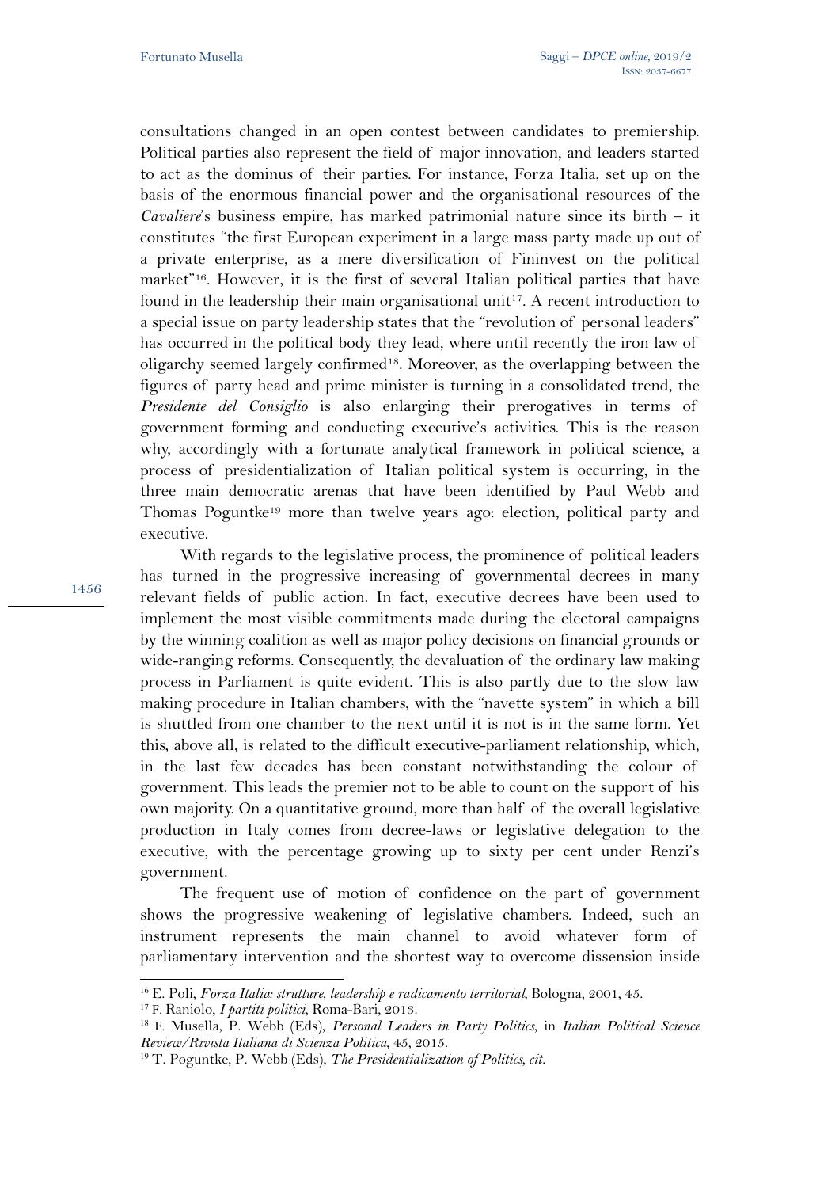consultations changed in an open contest between candidates to premiership. Political parties also represent the field of major innovation, and leaders started to act as the dominus of their parties. For instance, Forza Italia, set up on the basis of the enormous financial power and the organisational resources of the *Cavaliere*'s business empire, has marked patrimonial nature since its birth – it constitutes "the first European experiment in a large mass party made up out of a private enterprise, as a mere diversification of Fininvest on the political market"[16]. However, it is the first of several Italian political parties that have found in the leadership their main organisational unit[17]. A recent introduction to a special issue on party leadership states that the "revolution of personal leaders" has occurred in the political body they lead, where until recently the iron law of oligarchy seemed largely confirmed[18]. Moreover, as the overlapping between the figures of party head and prime minister is turning in a consolidated trend, the *Presidente del Consiglio* is also enlarging their prerogatives in terms of government forming and conducting executive's activities. This is the reason why, accordingly with a fortunate analytical framework in political science, a process of presidentialization of Italian political system is occurring, in the three main democratic arenas that have been identified by Paul Webb and Thomas Poguntke[19] more than twelve years ago: election, political party and executive.

With regards to the legislative process, the prominence of political leaders has turned in the progressive increasing of governmental decrees in many relevant fields of public action. In fact, executive decrees have been used to implement the most visible commitments made during the electoral campaigns by the winning coalition as well as major policy decisions on financial grounds or wide-ranging reforms. Consequently, the devaluation of the ordinary law making process in Parliament is quite evident. This is also partly due to the slow law making procedure in Italian chambers, with the "navette system" in which a bill is shuttled from one chamber to the next until it is not is in the same form. Yet this, above all, is related to the difficult executive-parliament relationship, which, in the last few decades has been constant notwithstanding the colour of government. This leads the premier not to be able to count on the support of his own majority. On a quantitative ground, more than half of the overall legislative production in Italy comes from decree-laws or legislative delegation to the executive, with the percentage growing up to sixty per cent under Renzi's government.

The frequent use of motion of confidence on the part of government shows the progressive weakening of legislative chambers. Indeed, such an instrument represents the main channel to avoid whatever form of parliamentary intervention and the shortest way to overcome dissension inside

---

[16] E. Poli, *Forza Italia: strutture, leadership e radicamento territorial*, Bologna, 2001, 45.

[17] F. Raniolo, *I partiti politici*, Roma-Bari, 2013.

[18] F. Musella, P. Webb (Eds), *Personal Leaders in Party Politics*, in *Italian Political Science Review/Rivista Italiana di Scienza Politica*, 45, 2015.

[19] T. Poguntke, P. Webb (Eds), *The Presidentialization of Politics, cit.*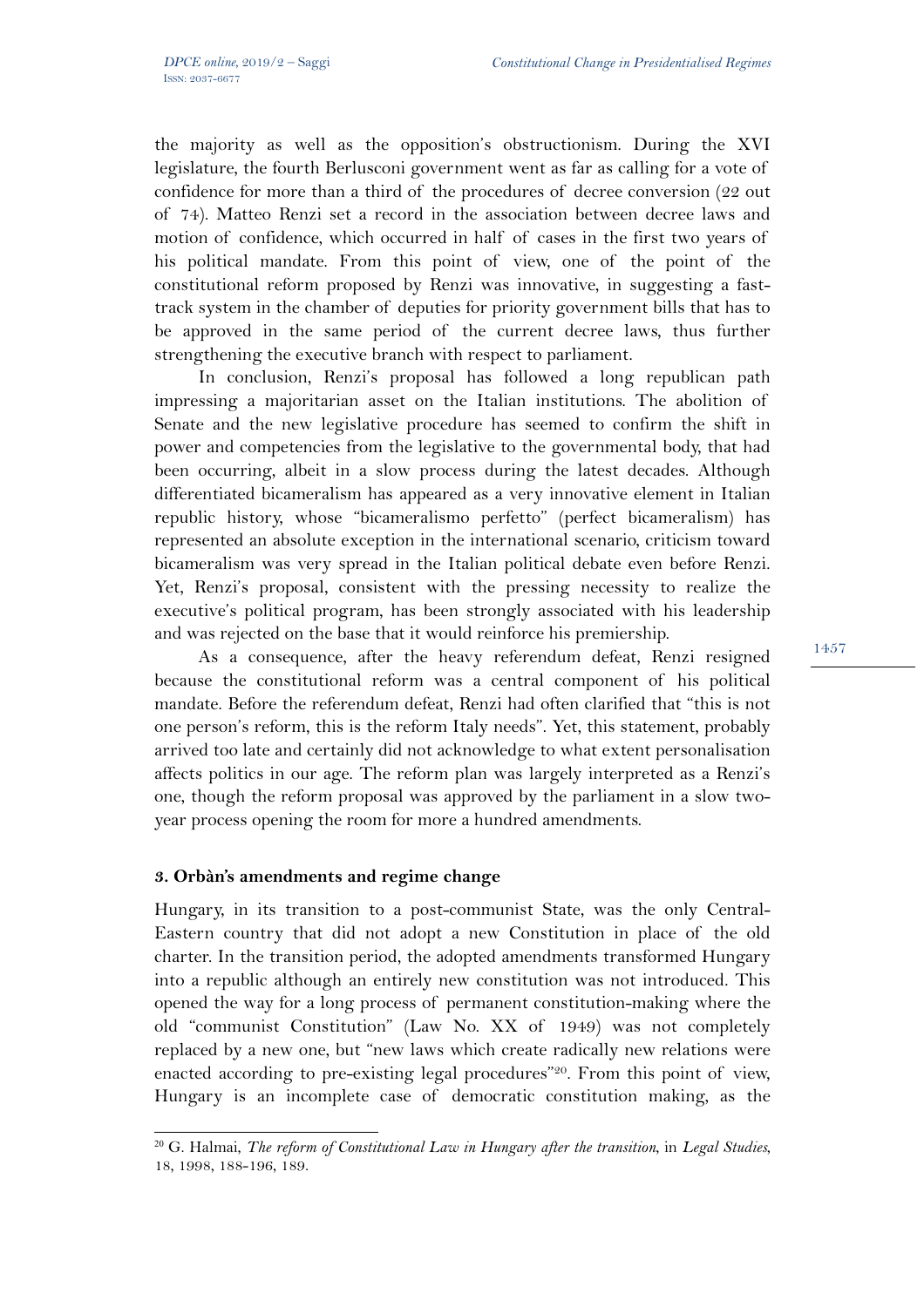the majority as well as the opposition's obstructionism. During the XVI legislature, the fourth Berlusconi government went as far as calling for a vote of confidence for more than a third of the procedures of decree conversion (22 out of 74). Matteo Renzi set a record in the association between decree laws and motion of confidence, which occurred in half of cases in the first two years of his political mandate. From this point of view, one of the point of the constitutional reform proposed by Renzi was innovative, in suggesting a fast-track system in the chamber of deputies for priority government bills that has to be approved in the same period of the current decree laws, thus further strengthening the executive branch with respect to parliament.

In conclusion, Renzi's proposal has followed a long republican path impressing a majoritarian asset on the Italian institutions. The abolition of Senate and the new legislative procedure has seemed to confirm the shift in power and competencies from the legislative to the governmental body, that had been occurring, albeit in a slow process during the latest decades. Although differentiated bicameralism has appeared as a very innovative element in Italian republic history, whose "bicameralismo perfetto" (perfect bicameralism) has represented an absolute exception in the international scenario, criticism toward bicameralism was very spread in the Italian political debate even before Renzi. Yet, Renzi's proposal, consistent with the pressing necessity to realize the executive's political program, has been strongly associated with his leadership and was rejected on the base that it would reinforce his premiership.

As a consequence, after the heavy referendum defeat, Renzi resigned because the constitutional reform was a central component of his political mandate. Before the referendum defeat, Renzi had often clarified that "this is not one person's reform, this is the reform Italy needs". Yet, this statement, probably arrived too late and certainly did not acknowledge to what extent personalisation affects politics in our age. The reform plan was largely interpreted as a Renzi's one, though the reform proposal was approved by the parliament in a slow two-year process opening the room for more a hundred amendments.

### 3. Orbàn's amendments and regime change

Hungary, in its transition to a post-communist State, was the only Central-Eastern country that did not adopt a new Constitution in place of the old charter. In the transition period, the adopted amendments transformed Hungary into a republic although an entirely new constitution was not introduced. This opened the way for a long process of permanent constitution-making where the old "communist Constitution" (Law No. XX of 1949) was not completely replaced by a new one, but "new laws which create radically new relations were enacted according to pre-existing legal procedures"[20]. From this point of view, Hungary is an incomplete case of democratic constitution making, as the

---

[20] G. Halmai, *The reform of Constitutional Law in Hungary after the transition*, in *Legal Studies*, 18, 1998, 188-196, 189.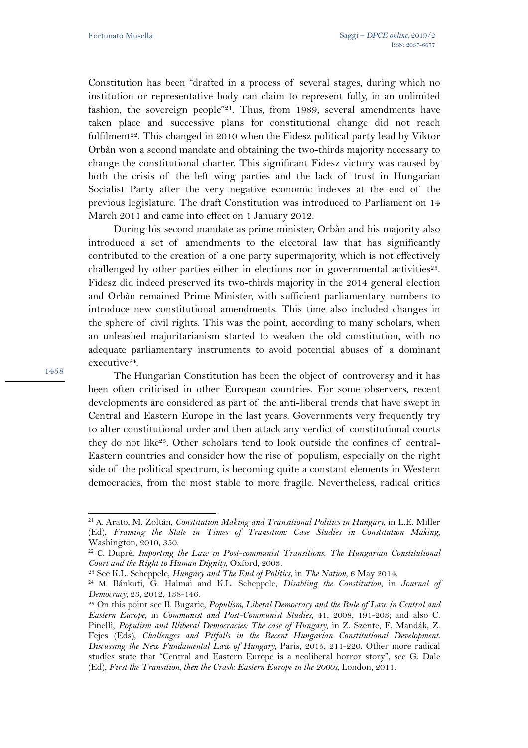Constitution has been "drafted in a process of several stages, during which no institution or representative body can claim to represent fully, in an unlimited fashion, the sovereign people"[21]. Thus, from 1989, several amendments have taken place and successive plans for constitutional change did not reach fulfilment[22]. This changed in 2010 when the Fidesz political party lead by Viktor Orbàn won a second mandate and obtaining the two-thirds majority necessary to change the constitutional charter. This significant Fidesz victory was caused by both the crisis of the left wing parties and the lack of trust in Hungarian Socialist Party after the very negative economic indexes at the end of the previous legislature. The draft Constitution was introduced to Parliament on 14 March 2011 and came into effect on 1 January 2012.

During his second mandate as prime minister, Orbàn and his majority also introduced a set of amendments to the electoral law that has significantly contributed to the creation of a one party supermajority, which is not effectively challenged by other parties either in elections nor in governmental activities[23]. Fidesz did indeed preserved its two-thirds majority in the 2014 general election and Orbàn remained Prime Minister, with sufficient parliamentary numbers to introduce new constitutional amendments. This time also included changes in the sphere of civil rights. This was the point, according to many scholars, when an unleashed majoritarianism started to weaken the old constitution, with no adequate parliamentary instruments to avoid potential abuses of a dominant executive[24].

The Hungarian Constitution has been the object of controversy and it has been often criticised in other European countries. For some observers, recent developments are considered as part of the anti-liberal trends that have swept in Central and Eastern Europe in the last years. Governments very frequently try to alter constitutional order and then attack any verdict of constitutional courts they do not like[25]. Other scholars tend to look outside the confines of central-Eastern countries and consider how the rise of populism, especially on the right side of the political spectrum, is becoming quite a constant elements in Western democracies, from the most stable to more fragile. Nevertheless, radical critics

---

[21] A. Arato, M. Zoltán, *Constitution Making and Transitional Politics in Hungary*, in L.E. Miller (Ed), *Framing the State in Times of Transition: Case Studies in Constitution Making*, Washington, 2010, 350.

[22] C. Dupré, *Importing the Law in Post-communist Transitions. The Hungarian Constitutional Court and the Right to Human Dignity*, Oxford, 2003.

[23] See K.L. Scheppele, *Hungary and The End of Politics*, in *The Nation*, 6 May 2014.

[24] M. Bánkuti, G. Halmai and K.L. Scheppele, *Disabling the Constitution*, in *Journal of Democracy*, 23, 2012, 138-146.

[25] On this point see B. Bugaric, *Populism, Liberal Democracy and the Rule of Law in Central and Eastern Europe*, in *Communist and Post-Communist Studies*, 41, 2008, 191-203; and also C. Pinelli, *Populism and Illiberal Democracies: The case of Hungary*, in Z. Szente, F. Mandák, Z. Fejes (Eds), *Challenges and Pitfalls in the Recent Hungarian Constitutional Development. Discussing the New Fundamental Law of Hungary*, Paris, 2015, 211-220. Other more radical studies state that "Central and Eastern Europe is a neoliberal horror story", see G. Dale (Ed), *First the Transition, then the Crash: Eastern Europe in the 2000s*, London, 2011.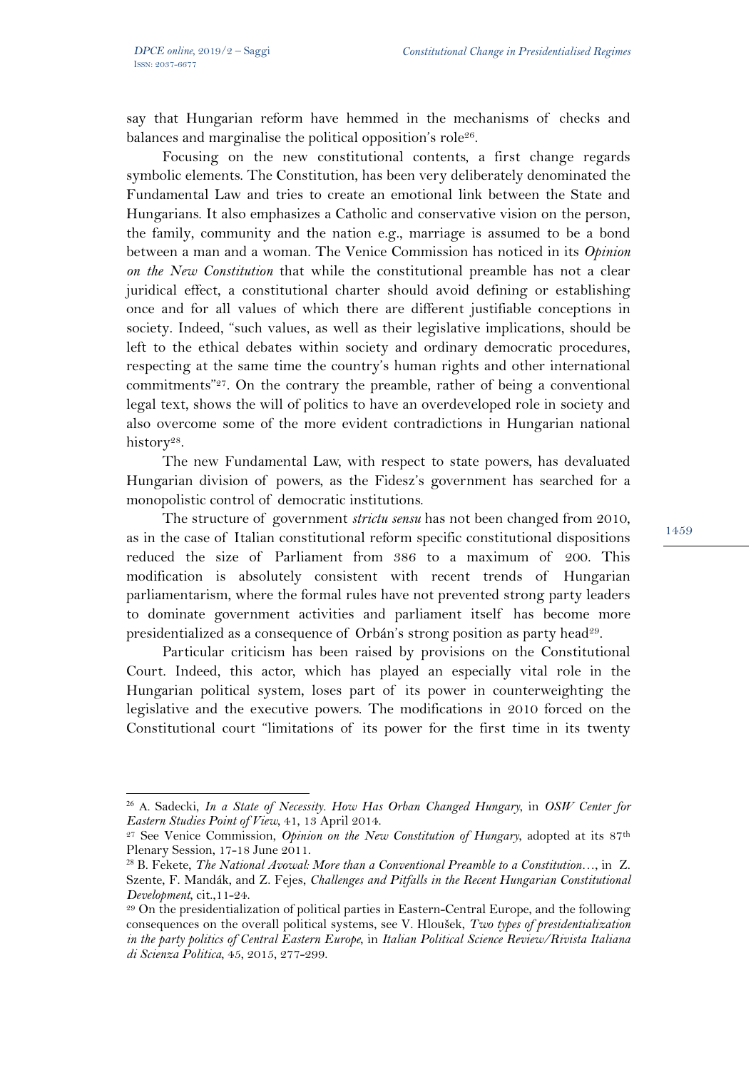say that Hungarian reform have hemmed in the mechanisms of checks and balances and marginalise the political opposition's role[26].

Focusing on the new constitutional contents, a first change regards symbolic elements. The Constitution, has been very deliberately denominated the Fundamental Law and tries to create an emotional link between the State and Hungarians. It also emphasizes a Catholic and conservative vision on the person, the family, community and the nation e.g., marriage is assumed to be a bond between a man and a woman. The Venice Commission has noticed in its *Opinion on the New Constitution* that while the constitutional preamble has not a clear juridical effect, a constitutional charter should avoid defining or establishing once and for all values of which there are different justifiable conceptions in society. Indeed, "such values, as well as their legislative implications, should be left to the ethical debates within society and ordinary democratic procedures, respecting at the same time the country's human rights and other international commitments"[27]. On the contrary the preamble, rather of being a conventional legal text, shows the will of politics to have an overdeveloped role in society and also overcome some of the more evident contradictions in Hungarian national history[28].

The new Fundamental Law, with respect to state powers, has devaluated Hungarian division of powers, as the Fidesz's government has searched for a monopolistic control of democratic institutions.

The structure of government *strictu sensu* has not been changed from 2010, as in the case of Italian constitutional reform specific constitutional dispositions reduced the size of Parliament from 386 to a maximum of 200. This modification is absolutely consistent with recent trends of Hungarian parliamentarism, where the formal rules have not prevented strong party leaders to dominate government activities and parliament itself has become more presidentialized as a consequence of Orbán's strong position as party head[29].

Particular criticism has been raised by provisions on the Constitutional Court. Indeed, this actor, which has played an especially vital role in the Hungarian political system, loses part of its power in counterweighting the legislative and the executive powers. The modifications in 2010 forced on the Constitutional court "limitations of its power for the first time in its twenty

---

[26] A. Sadecki, *In a State of Necessity. How Has Orban Changed Hungary*, in *OSW Center for Eastern Studies Point of View*, 41, 13 April 2014.

[27] See Venice Commission, *Opinion on the New Constitution of Hungary*, adopted at its 87th Plenary Session, 17-18 June 2011.

[28] B. Fekete, *The National Avowal: More than a Conventional Preamble to a Constitution…*, in Z. Szente, F. Mandák, and Z. Fejes, *Challenges and Pitfalls in the Recent Hungarian Constitutional Development*, cit.,11-24.

[29] On the presidentialization of political parties in Eastern-Central Europe, and the following consequences on the overall political systems, see V. Hloušek, *Two types of presidentialization in the party politics of Central Eastern Europe*, in *Italian Political Science Review/Rivista Italiana di Scienza Politica*, 45, 2015, 277-299.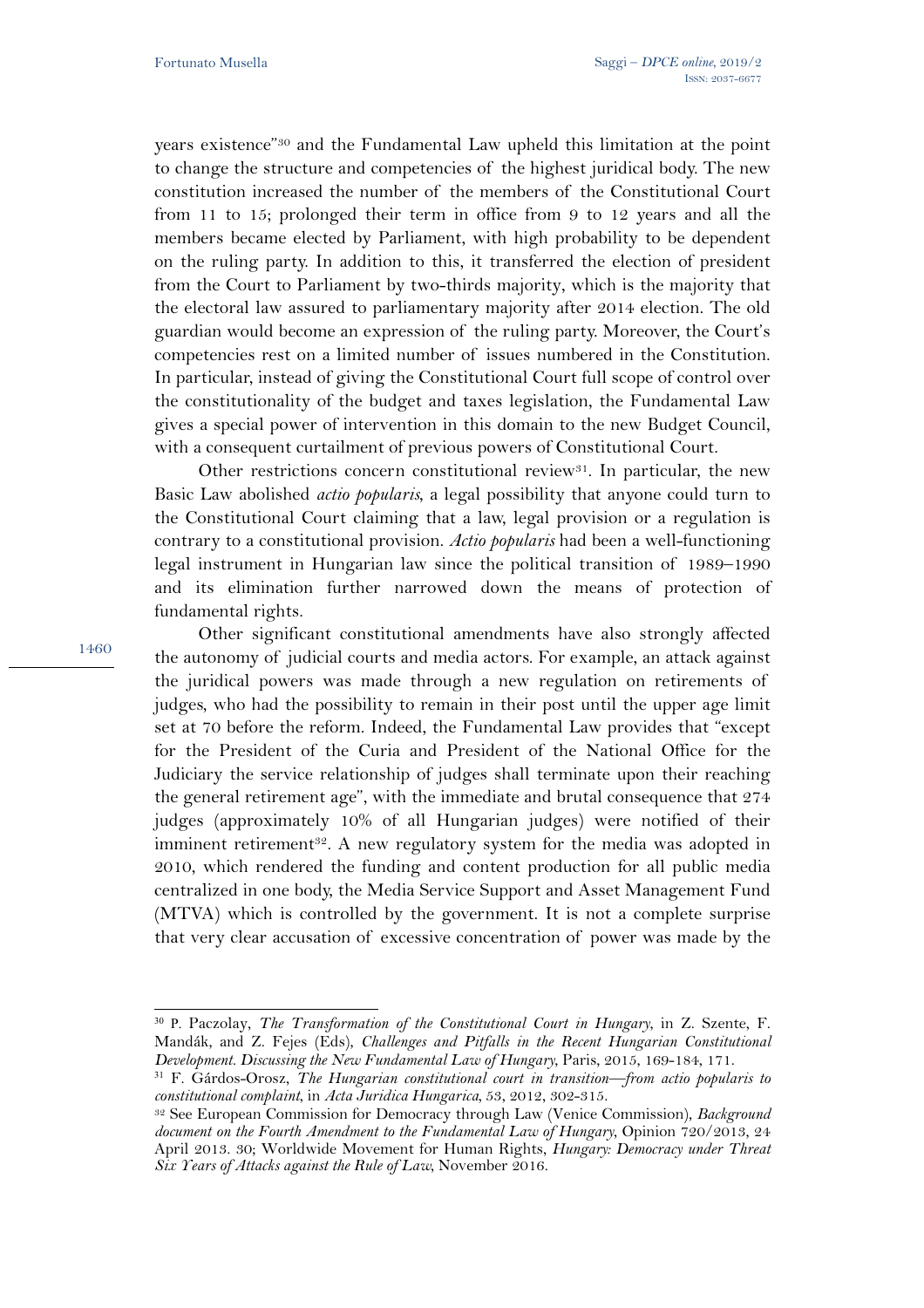years existence"[30] and the Fundamental Law upheld this limitation at the point to change the structure and competencies of the highest juridical body. The new constitution increased the number of the members of the Constitutional Court from 11 to 15; prolonged their term in office from 9 to 12 years and all the members became elected by Parliament, with high probability to be dependent on the ruling party. In addition to this, it transferred the election of president from the Court to Parliament by two-thirds majority, which is the majority that the electoral law assured to parliamentary majority after 2014 election. The old guardian would become an expression of the ruling party. Moreover, the Court's competencies rest on a limited number of issues numbered in the Constitution. In particular, instead of giving the Constitutional Court full scope of control over the constitutionality of the budget and taxes legislation, the Fundamental Law gives a special power of intervention in this domain to the new Budget Council, with a consequent curtailment of previous powers of Constitutional Court.

Other restrictions concern constitutional review[31]. In particular, the new Basic Law abolished *actio popularis*, a legal possibility that anyone could turn to the Constitutional Court claiming that a law, legal provision or a regulation is contrary to a constitutional provision. *Actio popularis* had been a well-functioning legal instrument in Hungarian law since the political transition of 1989–1990 and its elimination further narrowed down the means of protection of fundamental rights.

Other significant constitutional amendments have also strongly affected the autonomy of judicial courts and media actors. For example, an attack against the juridical powers was made through a new regulation on retirements of judges, who had the possibility to remain in their post until the upper age limit set at 70 before the reform. Indeed, the Fundamental Law provides that "except for the President of the Curia and President of the National Office for the Judiciary the service relationship of judges shall terminate upon their reaching the general retirement age", with the immediate and brutal consequence that 274 judges (approximately 10% of all Hungarian judges) were notified of their imminent retirement[32]. A new regulatory system for the media was adopted in 2010, which rendered the funding and content production for all public media centralized in one body, the Media Service Support and Asset Management Fund (MTVA) which is controlled by the government. It is not a complete surprise that very clear accusation of excessive concentration of power was made by the

---

[30] P. Paczolay, *The Transformation of the Constitutional Court in Hungary*, in Z. Szente, F. Mandák, and Z. Fejes (Eds), *Challenges and Pitfalls in the Recent Hungarian Constitutional Development. Discussing the New Fundamental Law of Hungary*, Paris, 2015, 169-184, 171.

[31] F. Gárdos-Orosz, *The Hungarian constitutional court in transition—from actio popularis to constitutional complaint*, in *Acta Juridica Hungarica*, 53, 2012, 302-315.

[32] See European Commission for Democracy through Law (Venice Commission), *Background document on the Fourth Amendment to the Fundamental Law of Hungary*, Opinion 720/2013, 24 April 2013. 30; Worldwide Movement for Human Rights, *Hungary: Democracy under Threat Six Years of Attacks against the Rule of Law*, November 2016.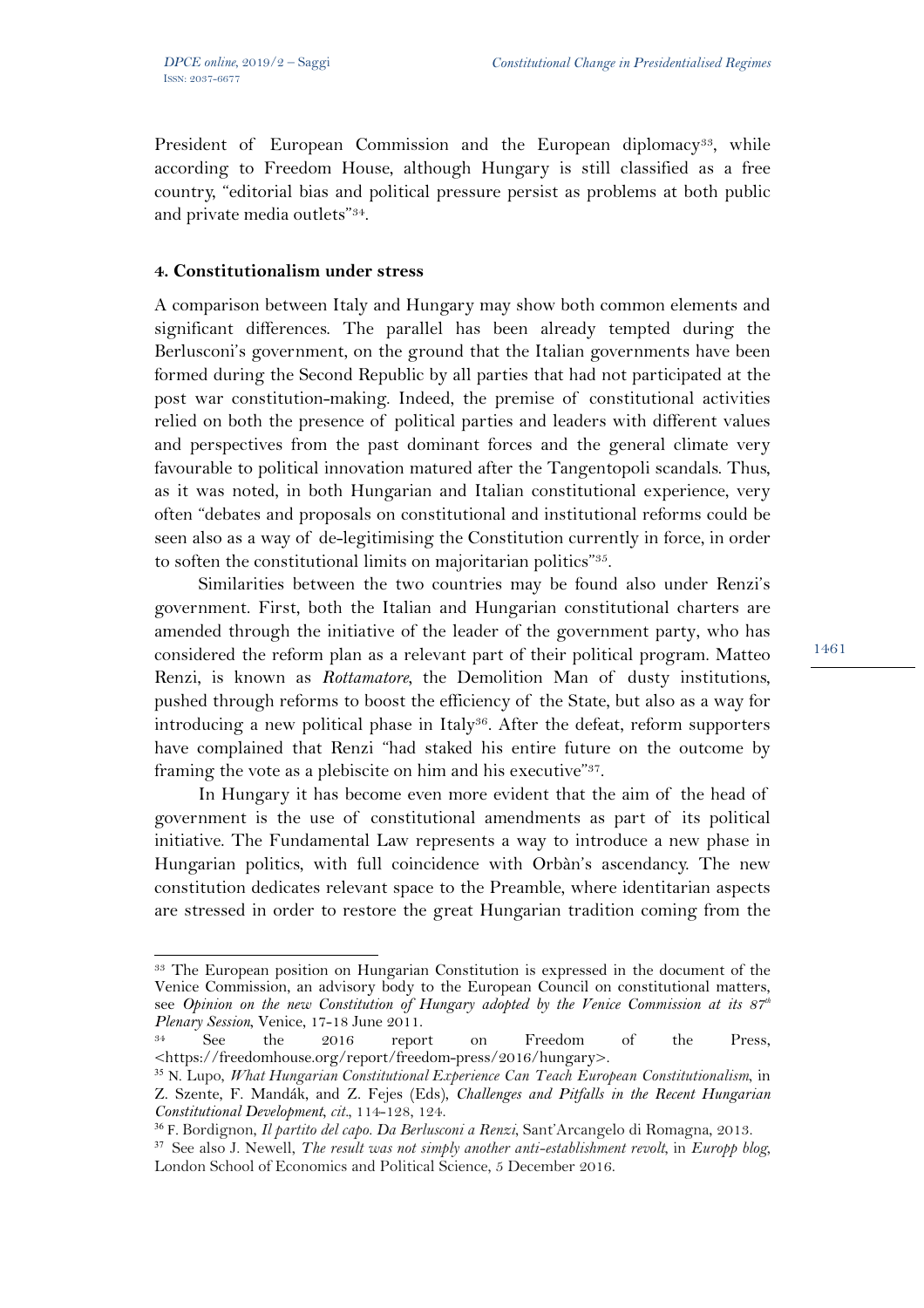President of European Commission and the European diplomacy[33], while according to Freedom House, although Hungary is still classified as a free country, "editorial bias and political pressure persist as problems at both public and private media outlets"[34].

### 4. Constitutionalism under stress

A comparison between Italy and Hungary may show both common elements and significant differences. The parallel has been already tempted during the Berlusconi's government, on the ground that the Italian governments have been formed during the Second Republic by all parties that had not participated at the post war constitution-making. Indeed, the premise of constitutional activities relied on both the presence of political parties and leaders with different values and perspectives from the past dominant forces and the general climate very favourable to political innovation matured after the Tangentopoli scandals. Thus, as it was noted, in both Hungarian and Italian constitutional experience, very often "debates and proposals on constitutional and institutional reforms could be seen also as a way of de-legitimising the Constitution currently in force, in order to soften the constitutional limits on majoritarian politics"[35].

Similarities between the two countries may be found also under Renzi's government. First, both the Italian and Hungarian constitutional charters are amended through the initiative of the leader of the government party, who has considered the reform plan as a relevant part of their political program. Matteo Renzi, is known as *Rottamatore*, the Demolition Man of dusty institutions, pushed through reforms to boost the efficiency of the State, but also as a way for introducing a new political phase in Italy[36]. After the defeat, reform supporters have complained that Renzi "had staked his entire future on the outcome by framing the vote as a plebiscite on him and his executive"[37].

In Hungary it has become even more evident that the aim of the head of government is the use of constitutional amendments as part of its political initiative. The Fundamental Law represents a way to introduce a new phase in Hungarian politics, with full coincidence with Orbàn's ascendancy. The new constitution dedicates relevant space to the Preamble, where identitarian aspects are stressed in order to restore the great Hungarian tradition coming from the

---

[33] The European position on Hungarian Constitution is expressed in the document of the Venice Commission, an advisory body to the European Council on constitutional matters, see *Opinion on the new Constitution of Hungary adopted by the Venice Commission at its 87th Plenary Session*, Venice, 17-18 June 2011.

[34] See the 2016 report on Freedom of the Press, <https://freedomhouse.org/report/freedom-press/2016/hungary>.

[35] N. Lupo, *What Hungarian Constitutional Experience Can Teach European Constitutionalism*, in Z. Szente, F. Mandák, and Z. Fejes (Eds), *Challenges and Pitfalls in the Recent Hungarian Constitutional Development*, *cit.*, 114-128, 124.

[36] F. Bordignon, *Il partito del capo. Da Berlusconi a Renzi*, Sant'Arcangelo di Romagna, 2013.

[37] See also J. Newell, *The result was not simply another anti-establishment revolt*, in *Europp blog*, London School of Economics and Political Science, 5 December 2016.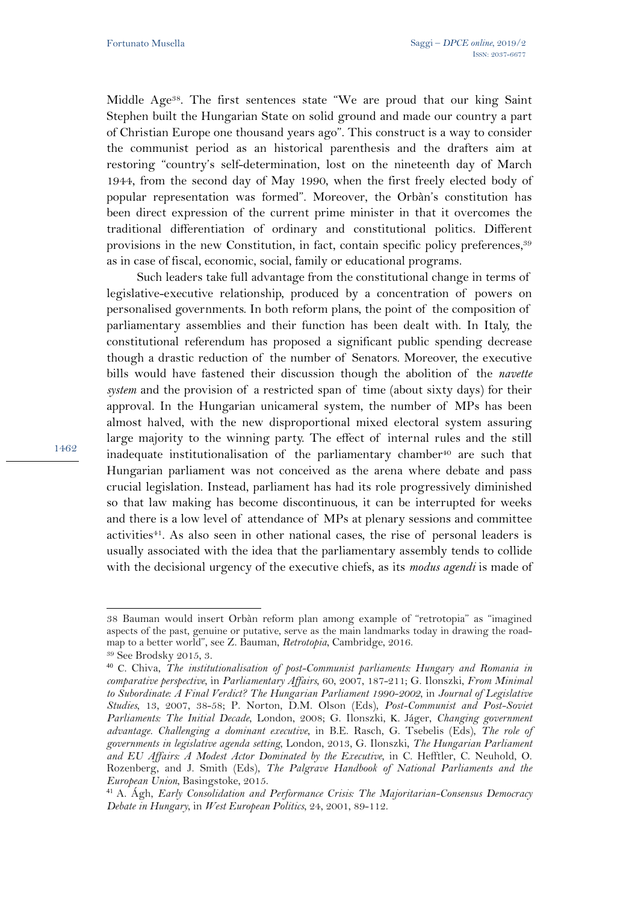Middle Age[38]. The first sentences state "We are proud that our king Saint Stephen built the Hungarian State on solid ground and made our country a part of Christian Europe one thousand years ago". This construct is a way to consider the communist period as an historical parenthesis and the drafters aim at restoring "country's self-determination, lost on the nineteenth day of March 1944, from the second day of May 1990, when the first freely elected body of popular representation was formed". Moreover, the Orbàn's constitution has been direct expression of the current prime minister in that it overcomes the traditional differentiation of ordinary and constitutional politics. Different provisions in the new Constitution, in fact, contain specific policy preferences,[39] as in case of fiscal, economic, social, family or educational programs.

Such leaders take full advantage from the constitutional change in terms of legislative-executive relationship, produced by a concentration of powers on personalised governments. In both reform plans, the point of the composition of parliamentary assemblies and their function has been dealt with. In Italy, the constitutional referendum has proposed a significant public spending decrease though a drastic reduction of the number of Senators. Moreover, the executive bills would have fastened their discussion though the abolition of the *navette system* and the provision of a restricted span of time (about sixty days) for their approval. In the Hungarian unicameral system, the number of MPs has been almost halved, with the new disproportional mixed electoral system assuring large majority to the winning party. The effect of internal rules and the still inadequate institutionalisation of the parliamentary chamber[40] are such that Hungarian parliament was not conceived as the arena where debate and pass crucial legislation. Instead, parliament has had its role progressively diminished so that law making has become discontinuous, it can be interrupted for weeks and there is a low level of attendance of MPs at plenary sessions and committee activities[41]. As also seen in other national cases, the rise of personal leaders is usually associated with the idea that the parliamentary assembly tends to collide with the decisional urgency of the executive chiefs, as its *modus agendi* is made of

---

38 Bauman would insert Orbàn reform plan among example of "retrotopia" as "imagined aspects of the past, genuine or putative, serve as the main landmarks today in drawing the road-map to a better world", see Z. Bauman, *Retrotopia*, Cambridge, 2016.

39 See Brodsky 2015, 3.

40 C. Chiva, *The institutionalisation of post-Communist parliaments: Hungary and Romania in comparative perspective*, in *Parliamentary Affairs*, 60, 2007, 187-211; G. Ilonszki, *From Minimal to Subordinate: A Final Verdict? The Hungarian Parliament 1990-2002*, in *Journal of Legislative Studies*, 13, 2007, 38-58; P. Norton, D.M. Olson (Eds), *Post-Communist and Post-Soviet Parliaments: The Initial Decade*, London, 2008; G. Ilonszki, K. Jáger, *Changing government advantage. Challenging a dominant executive*, in B.E. Rasch, G. Tsebelis (Eds), *The role of governments in legislative agenda setting*, London, 2013, G. Ilonszki, *The Hungarian Parliament and EU Affairs: A Modest Actor Dominated by the Executive*, in C. Hefftler, C. Neuhold, O. Rozenberg, and J. Smith (Eds), *The Palgrave Handbook of National Parliaments and the European Union*, Basingstoke, 2015.

41 A. Ágh, *Early Consolidation and Performance Crisis: The Majoritarian-Consensus Democracy Debate in Hungary*, in *West European Politics*, 24, 2001, 89-112.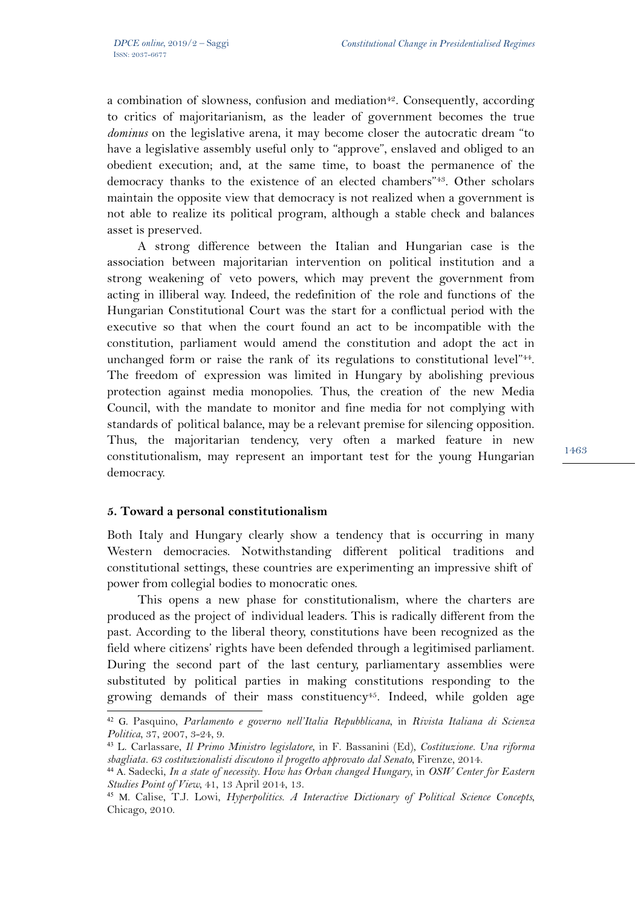a combination of slowness, confusion and mediation[42]. Consequently, according to critics of majoritarianism, as the leader of government becomes the true *dominus* on the legislative arena, it may become closer the autocratic dream "to have a legislative assembly useful only to "approve", enslaved and obliged to an obedient execution; and, at the same time, to boast the permanence of the democracy thanks to the existence of an elected chambers"[43]. Other scholars maintain the opposite view that democracy is not realized when a government is not able to realize its political program, although a stable check and balances asset is preserved.

A strong difference between the Italian and Hungarian case is the association between majoritarian intervention on political institution and a strong weakening of veto powers, which may prevent the government from acting in illiberal way. Indeed, the redefinition of the role and functions of the Hungarian Constitutional Court was the start for a conflictual period with the executive so that when the court found an act to be incompatible with the constitution, parliament would amend the constitution and adopt the act in unchanged form or raise the rank of its regulations to constitutional level"[44]. The freedom of expression was limited in Hungary by abolishing previous protection against media monopolies. Thus, the creation of the new Media Council, with the mandate to monitor and fine media for not complying with standards of political balance, may be a relevant premise for silencing opposition. Thus, the majoritarian tendency, very often a marked feature in new constitutionalism, may represent an important test for the young Hungarian democracy.

## 5. Toward a personal constitutionalism

Both Italy and Hungary clearly show a tendency that is occurring in many Western democracies. Notwithstanding different political traditions and constitutional settings, these countries are experimenting an impressive shift of power from collegial bodies to monocratic ones.

This opens a new phase for constitutionalism, where the charters are produced as the project of individual leaders. This is radically different from the past. According to the liberal theory, constitutions have been recognized as the field where citizens' rights have been defended through a legitimised parliament. During the second part of the last century, parliamentary assemblies were substituted by political parties in making constitutions responding to the growing demands of their mass constituency[45]. Indeed, while golden age

---

[42] G. Pasquino, *Parlamento e governo nell'Italia Repubblicana*, in *Rivista Italiana di Scienza Politica*, 37, 2007, 3-24, 9.

[43] L. Carlassare, *Il Primo Ministro legislatore*, in F. Bassanini (Ed), *Costituzione. Una riforma sbagliata. 63 costituzionalisti discutono il progetto approvato dal Senato*, Firenze, 2014.

[44] A. Sadecki, *In a state of necessity. How has Orban changed Hungary*, in *OSW Center for Eastern Studies Point of View*, 41, 13 April 2014, 13.

[45] M. Calise, T.J. Lowi, *Hyperpolitics. A Interactive Dictionary of Political Science Concepts*, Chicago, 2010.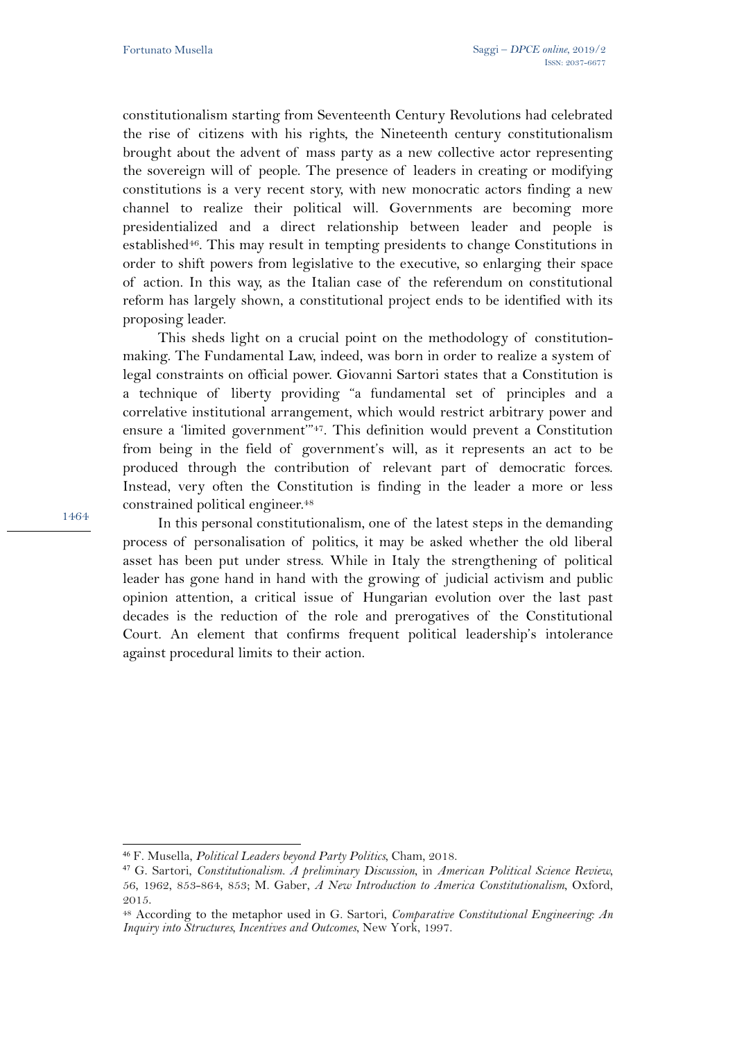constitutionalism starting from Seventeenth Century Revolutions had celebrated the rise of citizens with his rights, the Nineteenth century constitutionalism brought about the advent of mass party as a new collective actor representing the sovereign will of people. The presence of leaders in creating or modifying constitutions is a very recent story, with new monocratic actors finding a new channel to realize their political will. Governments are becoming more presidentialized and a direct relationship between leader and people is established[46]. This may result in tempting presidents to change Constitutions in order to shift powers from legislative to the executive, so enlarging their space of action. In this way, as the Italian case of the referendum on constitutional reform has largely shown, a constitutional project ends to be identified with its proposing leader.

This sheds light on a crucial point on the methodology of constitution-making. The Fundamental Law, indeed, was born in order to realize a system of legal constraints on official power. Giovanni Sartori states that a Constitution is a technique of liberty providing "a fundamental set of principles and a correlative institutional arrangement, which would restrict arbitrary power and ensure a 'limited government'"[47]. This definition would prevent a Constitution from being in the field of government's will, as it represents an act to be produced through the contribution of relevant part of democratic forces. Instead, very often the Constitution is finding in the leader a more or less constrained political engineer.[48]

In this personal constitutionalism, one of the latest steps in the demanding process of personalisation of politics, it may be asked whether the old liberal asset has been put under stress. While in Italy the strengthening of political leader has gone hand in hand with the growing of judicial activism and public opinion attention, a critical issue of Hungarian evolution over the last past decades is the reduction of the role and prerogatives of the Constitutional Court. An element that confirms frequent political leadership's intolerance against procedural limits to their action.

---

[46] F. Musella, *Political Leaders beyond Party Politics*, Cham, 2018.

[47] G. Sartori, *Constitutionalism. A preliminary Discussion*, in *American Political Science Review*, 56, 1962, 853-864, 853; M. Gaber, *A New Introduction to America Constitutionalism*, Oxford, 2015.

[48] According to the metaphor used in G. Sartori, *Comparative Constitutional Engineering: An Inquiry into Structures, Incentives and Outcomes*, New York, 1997.